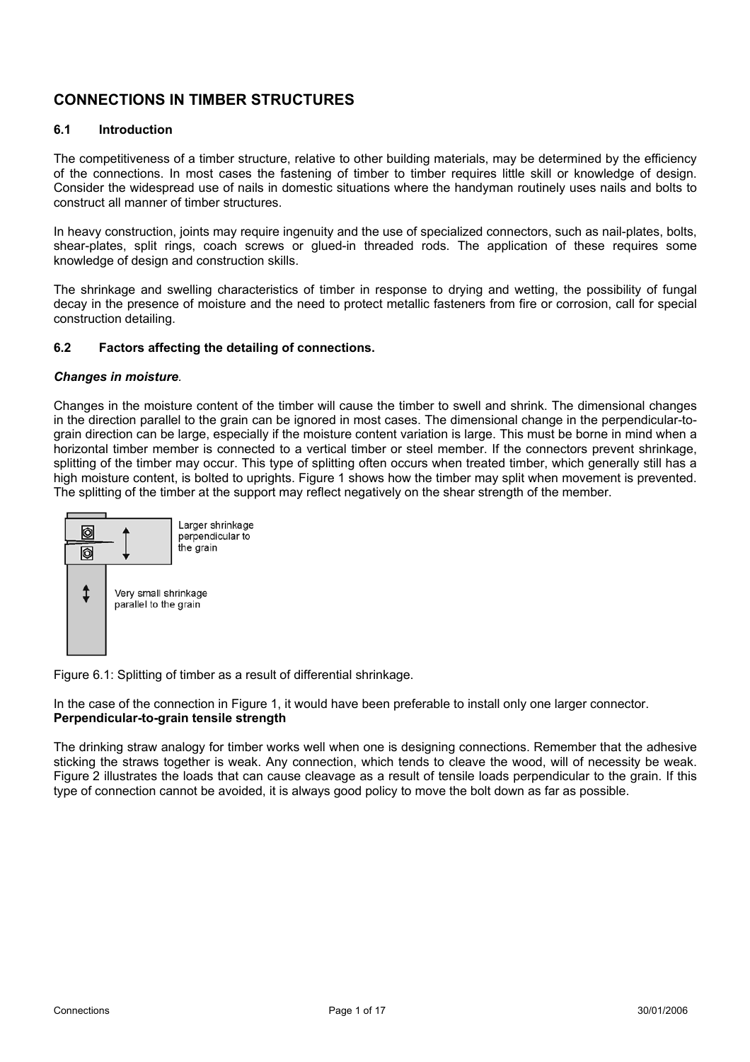# CONNECTIONS IN TIMBER STRUCTURES

## 6.1 Introduction

The competitiveness of a timber structure, relative to other building materials, may be determined by the efficiency of the connections. In most cases the fastening of timber to timber requires little skill or knowledge of design. Consider the widespread use of nails in domestic situations where the handyman routinely uses nails and bolts to construct all manner of timber structures.

In heavy construction, joints may require ingenuity and the use of specialized connectors, such as nail-plates, bolts, shear-plates, split rings, coach screws or glued-in threaded rods. The application of these requires some knowledge of design and construction skills.

The shrinkage and swelling characteristics of timber in response to drying and wetting, the possibility of fungal decay in the presence of moisture and the need to protect metallic fasteners from fire or corrosion, call for special construction detailing.

## 6.2 Factors affecting the detailing of connections.

***Changes in moisture*.**

Changes in the moisture content of the timber will cause the timber to swell and shrink. The dimensional changes in the direction parallel to the grain can be ignored in most cases. The dimensional change in the perpendicular-to-grain direction can be large, especially if the moisture content variation is large. This must be borne in mind when a horizontal timber member is connected to a vertical timber or steel member. If the connectors prevent shrinkage, splitting of the timber may occur. This type of splitting often occurs when treated timber, which generally still has a high moisture content, is bolted to uprights. Figure 1 shows how the timber may split when movement is prevented. The splitting of the timber at the support may reflect negatively on the shear strength of the member.

Larger shrinkage perpendicular to the grain

Very small shrinkage parallel to the grain

Figure 6.1: Splitting of timber as a result of differential shrinkage.

In the case of the connection in Figure 1, it would have been preferable to install only one larger connector.

**Perpendicular-to-grain tensile strength**

The drinking straw analogy for timber works well when one is designing connections. Remember that the adhesive sticking the straws together is weak. Any connection, which tends to cleave the wood, will of necessity be weak. Figure 2 illustrates the loads that can cause cleavage as a result of tensile loads perpendicular to the grain. If this type of connection cannot be avoided, it is always good policy to move the bolt down as far as possible.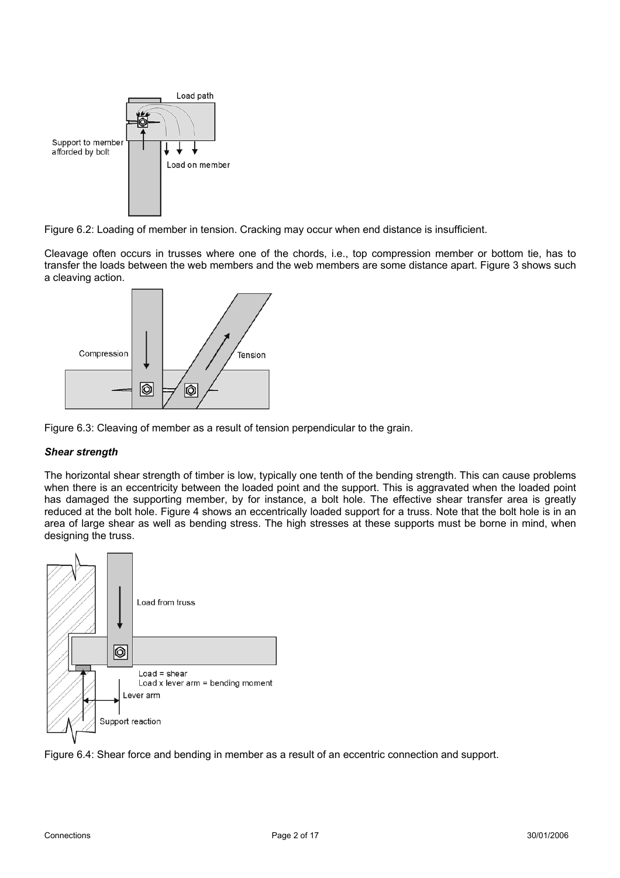Figure 6.2: Loading of member in tension. Cracking may occur when end distance is insufficient.

Cleavage often occurs in trusses where one of the chords, i.e., top compression member or bottom tie, has to transfer the loads between the web members and the web members are some distance apart. Figure 3 shows such a cleaving action.

Figure 6.3: Cleaving of member as a result of tension perpendicular to the grain.

***Shear strength***

The horizontal shear strength of timber is low, typically one tenth of the bending strength. This can cause problems when there is an eccentricity between the loaded point and the support. This is aggravated when the loaded point has damaged the supporting member, by for instance, a bolt hole. The effective shear transfer area is greatly reduced at the bolt hole. Figure 4 shows an eccentrically loaded support for a truss. Note that the bolt hole is in an area of large shear as well as bending stress. The high stresses at these supports must be borne in mind, when designing the truss.

Figure 6.4: Shear force and bending in member as a result of an eccentric connection and support.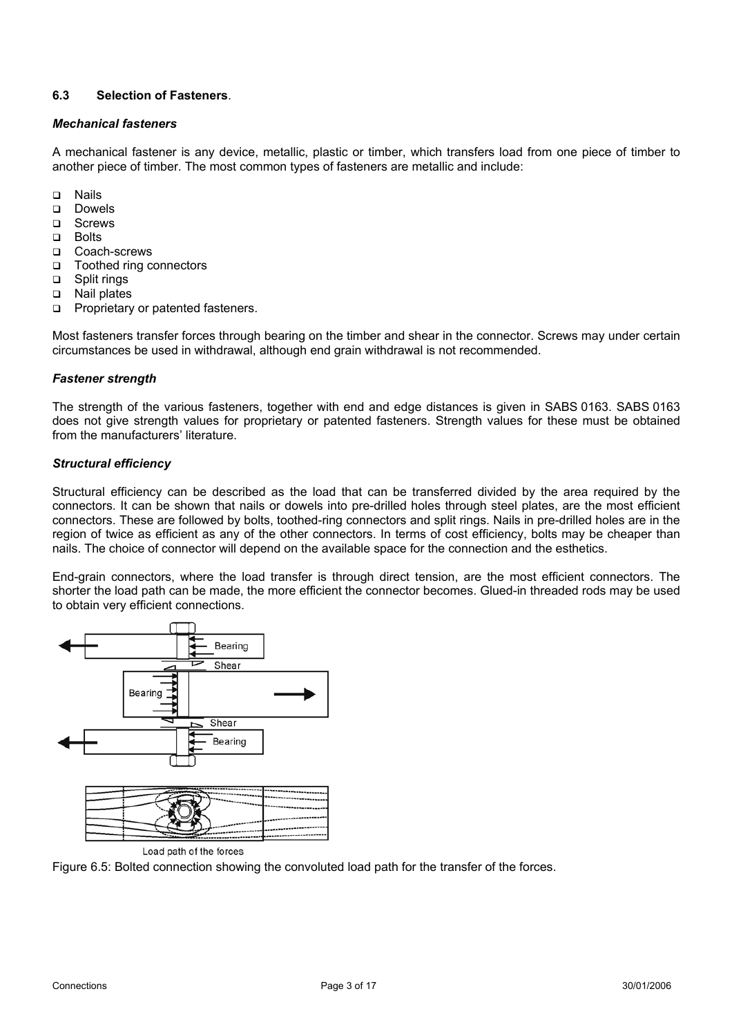### 6.3 Selection of Fasteners.

#### *Mechanical fasteners*

A mechanical fastener is any device, metallic, plastic or timber, which transfers load from one piece of timber to another piece of timber. The most common types of fasteners are metallic and include:

- Nails
- Dowels
- Screws
- Bolts
- Coach-screws
- Toothed ring connectors
- Split rings
- Nail plates
- Proprietary or patented fasteners.

Most fasteners transfer forces through bearing on the timber and shear in the connector. Screws may under certain circumstances be used in withdrawal, although end grain withdrawal is not recommended.

#### *Fastener strength*

The strength of the various fasteners, together with end and edge distances is given in SABS 0163. SABS 0163 does not give strength values for proprietary or patented fasteners. Strength values for these must be obtained from the manufacturers' literature.

#### *Structural efficiency*

Structural efficiency can be described as the load that can be transferred divided by the area required by the connectors. It can be shown that nails or dowels into pre-drilled holes through steel plates, are the most efficient connectors. These are followed by bolts, toothed-ring connectors and split rings. Nails in pre-drilled holes are in the region of twice as efficient as any of the other connectors. In terms of cost efficiency, bolts may be cheaper than nails. The choice of connector will depend on the available space for the connection and the esthetics.

End-grain connectors, where the load transfer is through direct tension, are the most efficient connectors. The shorter the load path can be made, the more efficient the connector becomes. Glued-in threaded rods may be used to obtain very efficient connections.

Figure 6.5: Bolted connection showing the convoluted load path for the transfer of the forces.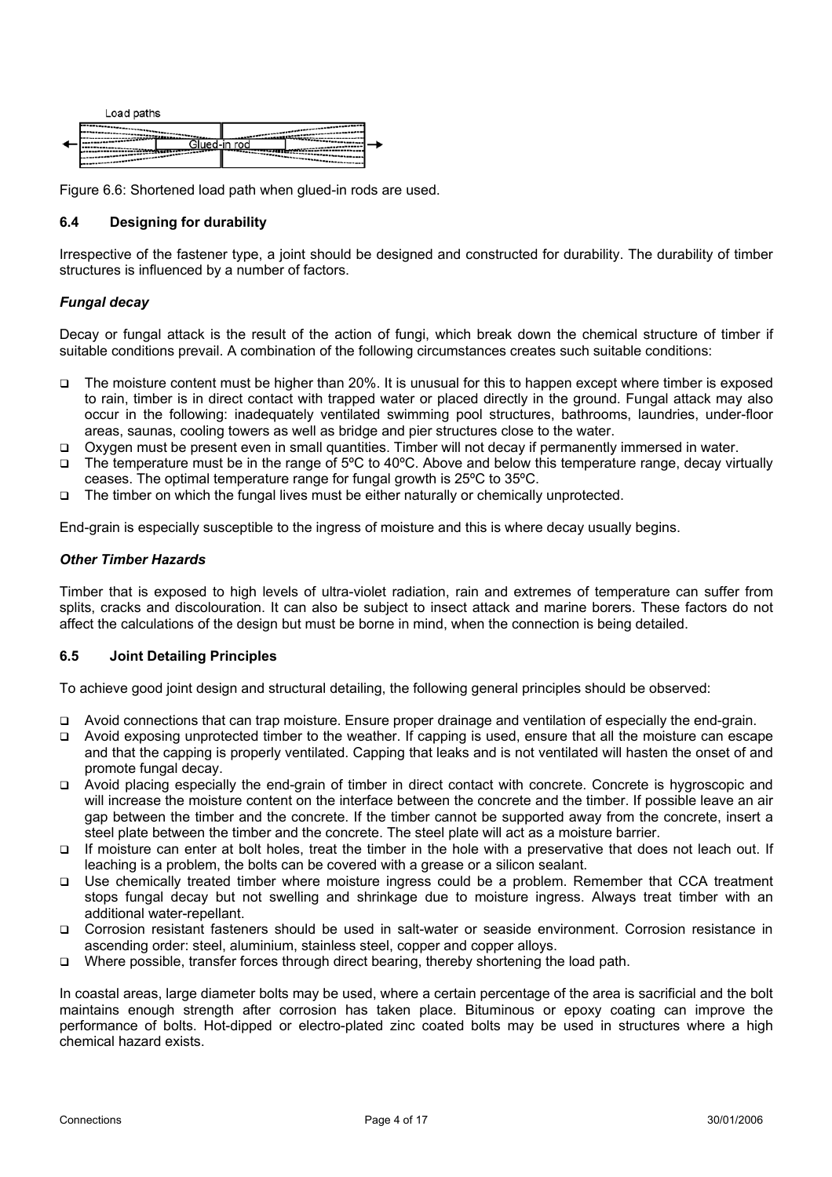Load paths

Glued-in rod

Figure 6.6: Shortened load path when glued-in rods are used.

### 6.4 Designing for durability

Irrespective of the fastener type, a joint should be designed and constructed for durability. The durability of timber structures is influenced by a number of factors.

#### *Fungal decay*

Decay or fungal attack is the result of the action of fungi, which break down the chemical structure of timber if suitable conditions prevail. A combination of the following circumstances creates such suitable conditions:

- The moisture content must be higher than 20%. It is unusual for this to happen except where timber is exposed to rain, timber is in direct contact with trapped water or placed directly in the ground. Fungal attack may also occur in the following: inadequately ventilated swimming pool structures, bathrooms, laundries, under-floor areas, saunas, cooling towers as well as bridge and pier structures close to the water.
- Oxygen must be present even in small quantities. Timber will not decay if permanently immersed in water.
- The temperature must be in the range of 5ºC to 40ºC. Above and below this temperature range, decay virtually ceases. The optimal temperature range for fungal growth is 25ºC to 35ºC.
- The timber on which the fungal lives must be either naturally or chemically unprotected.

End-grain is especially susceptible to the ingress of moisture and this is where decay usually begins.

#### *Other Timber Hazards*

Timber that is exposed to high levels of ultra-violet radiation, rain and extremes of temperature can suffer from splits, cracks and discolouration. It can also be subject to insect attack and marine borers. These factors do not affect the calculations of the design but must be borne in mind, when the connection is being detailed.

### 6.5 Joint Detailing Principles

To achieve good joint design and structural detailing, the following general principles should be observed:

- Avoid connections that can trap moisture. Ensure proper drainage and ventilation of especially the end-grain.
- Avoid exposing unprotected timber to the weather. If capping is used, ensure that all the moisture can escape and that the capping is properly ventilated. Capping that leaks and is not ventilated will hasten the onset of and promote fungal decay.
- Avoid placing especially the end-grain of timber in direct contact with concrete. Concrete is hygroscopic and will increase the moisture content on the interface between the concrete and the timber. If possible leave an air gap between the timber and the concrete. If the timber cannot be supported away from the concrete, insert a steel plate between the timber and the concrete. The steel plate will act as a moisture barrier.
- If moisture can enter at bolt holes, treat the timber in the hole with a preservative that does not leach out. If leaching is a problem, the bolts can be covered with a grease or a silicon sealant.
- Use chemically treated timber where moisture ingress could be a problem. Remember that CCA treatment stops fungal decay but not swelling and shrinkage due to moisture ingress. Always treat timber with an additional water-repellant.
- Corrosion resistant fasteners should be used in salt-water or seaside environment. Corrosion resistance in ascending order: steel, aluminium, stainless steel, copper and copper alloys.
- Where possible, transfer forces through direct bearing, thereby shortening the load path.

In coastal areas, large diameter bolts may be used, where a certain percentage of the area is sacrificial and the bolt maintains enough strength after corrosion has taken place. Bituminous or epoxy coating can improve the performance of bolts. Hot-dipped or electro-plated zinc coated bolts may be used in structures where a high chemical hazard exists.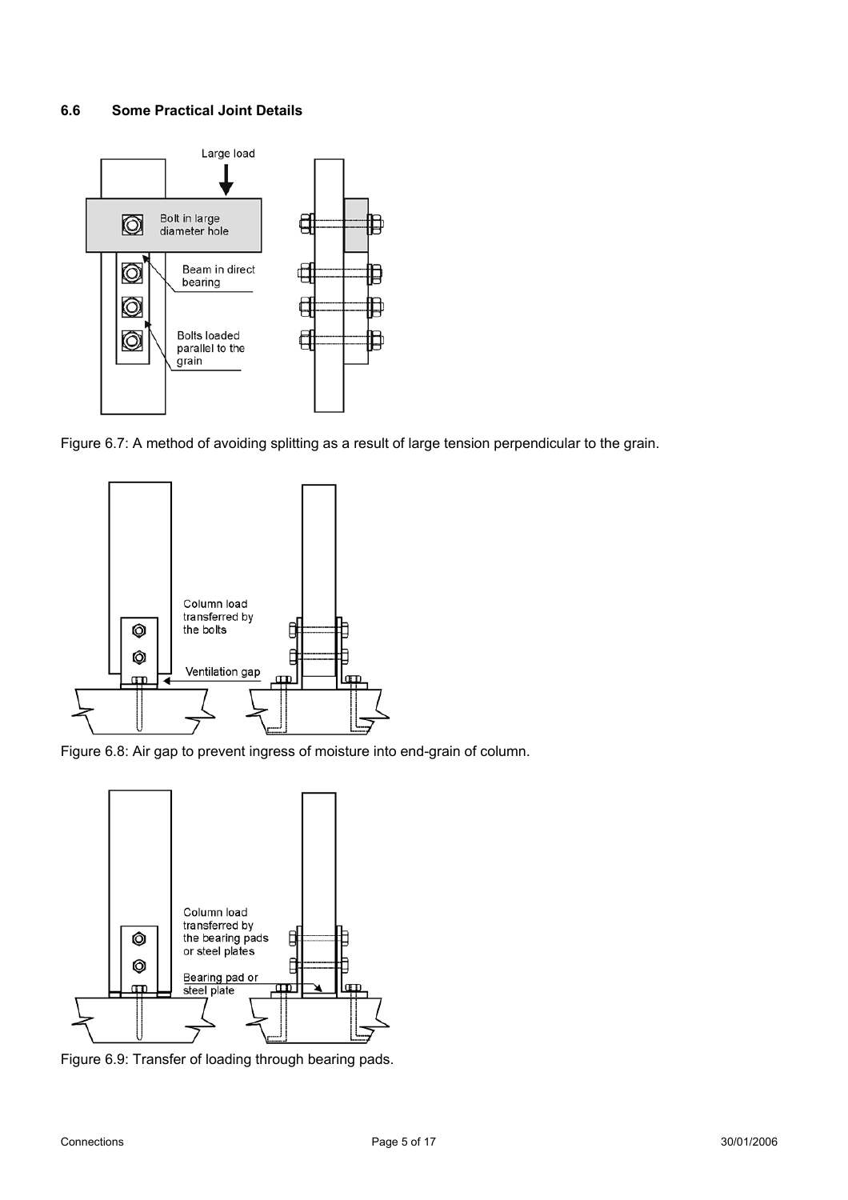### 6.6 Some Practical Joint Details

Large load

Bolt in large diameter hole

Beam in direct bearing

Bolts loaded parallel to the grain

Figure 6.7: A method of avoiding splitting as a result of large tension perpendicular to the grain.

Column load transferred by the bolts

Ventilation gap

Figure 6.8: Air gap to prevent ingress of moisture into end-grain of column.

Column load transferred by the bearing pads or steel plates

Bearing pad or steel plate

Figure 6.9: Transfer of loading through bearing pads.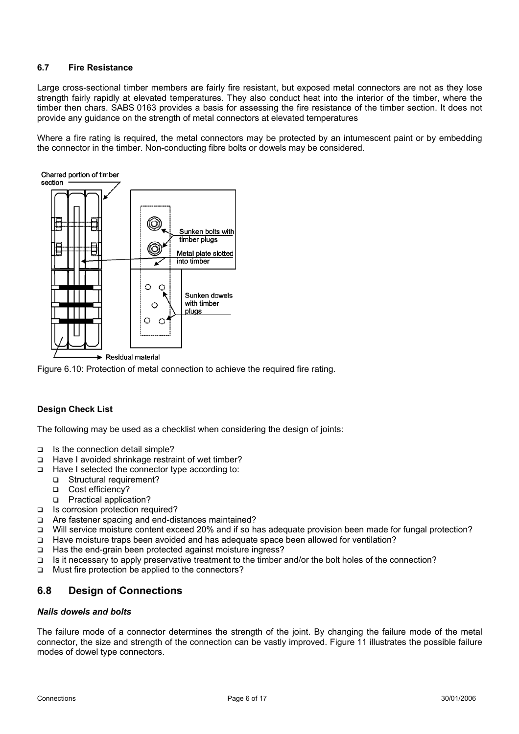### 6.7 Fire Resistance

Large cross-sectional timber members are fairly fire resistant, but exposed metal connectors are not as they lose strength fairly rapidly at elevated temperatures. They also conduct heat into the interior of the timber, where the timber then chars. SABS 0163 provides a basis for assessing the fire resistance of the timber section. It does not provide any guidance on the strength of metal connectors at elevated temperatures

Where a fire rating is required, the metal connectors may be protected by an intumescent paint or by embedding the connector in the timber. Non-conducting fibre bolts or dowels may be considered.

Figure 6.10: Protection of metal connection to achieve the required fire rating.

**Design Check List**

The following may be used as a checklist when considering the design of joints:

- Is the connection detail simple?
- Have I avoided shrinkage restraint of wet timber?
- Have I selected the connector type according to:
  - Structural requirement?
  - Cost efficiency?
  - Practical application?
- Is corrosion protection required?
- Are fastener spacing and end-distances maintained?
- Will service moisture content exceed 20% and if so has adequate provision been made for fungal protection?
- Have moisture traps been avoided and has adequate space been allowed for ventilation?
- Has the end-grain been protected against moisture ingress?
- Is it necessary to apply preservative treatment to the timber and/or the bolt holes of the connection?
- Must fire protection be applied to the connectors?

## 6.8 Design of Connections

***Nails dowels and bolts***

The failure mode of a connector determines the strength of the joint. By changing the failure mode of the metal connector, the size and strength of the connection can be vastly improved. Figure 11 illustrates the possible failure modes of dowel type connectors.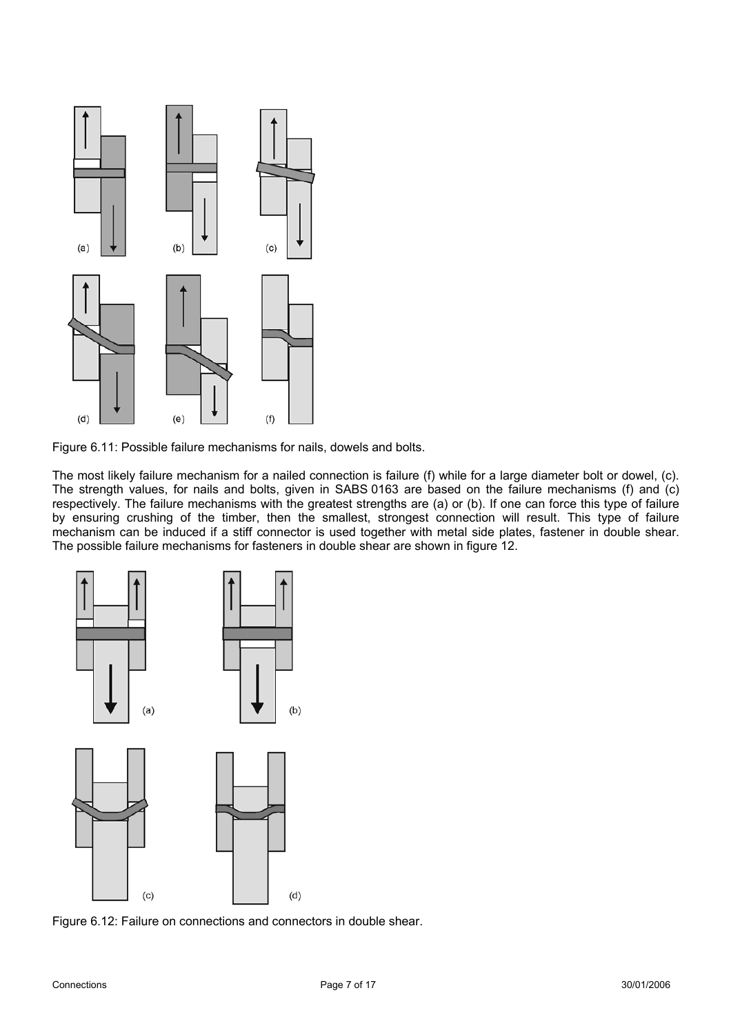Figure 6.11: Possible failure mechanisms for nails, dowels and bolts.

The most likely failure mechanism for a nailed connection is failure (f) while for a large diameter bolt or dowel, (c). The strength values, for nails and bolts, given in SABS 0163 are based on the failure mechanisms (f) and (c) respectively. The failure mechanisms with the greatest strengths are (a) or (b). If one can force this type of failure by ensuring crushing of the timber, then the smallest, strongest connection will result. This type of failure mechanism can be induced if a stiff connector is used together with metal side plates, fastener in double shear. The possible failure mechanisms for fasteners in double shear are shown in figure 12.

Figure 6.12: Failure on connections and connectors in double shear.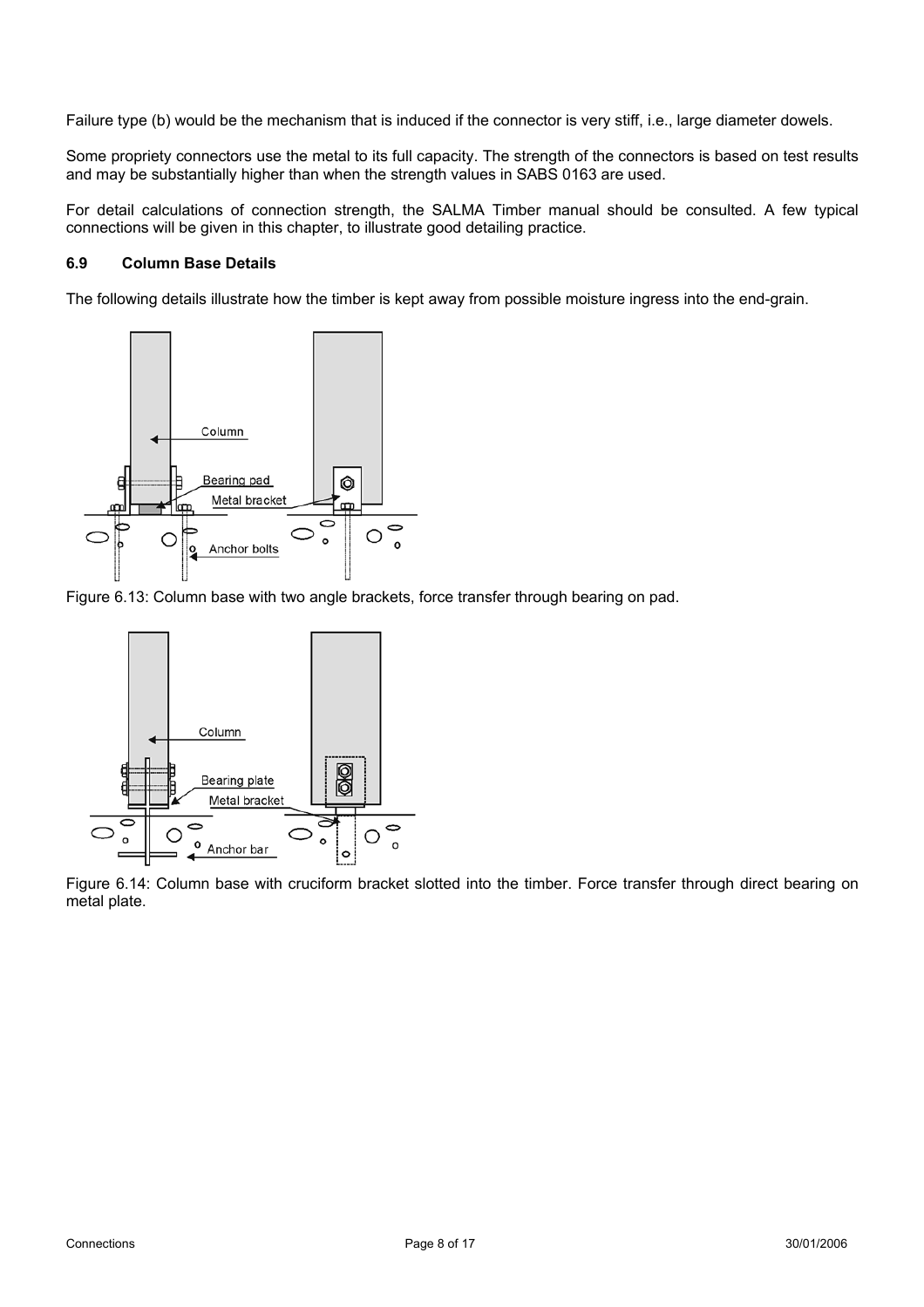Failure type (b) would be the mechanism that is induced if the connector is very stiff, i.e., large diameter dowels.

Some propriety connectors use the metal to its full capacity. The strength of the connectors is based on test results and may be substantially higher than when the strength values in SABS 0163 are used.

For detail calculations of connection strength, the SALMA Timber manual should be consulted. A few typical connections will be given in this chapter, to illustrate good detailing practice.

### 6.9 Column Base Details

The following details illustrate how the timber is kept away from possible moisture ingress into the end-grain.

Figure 6.13: Column base with two angle brackets, force transfer through bearing on pad.

Figure 6.14: Column base with cruciform bracket slotted into the timber. Force transfer through direct bearing on metal plate.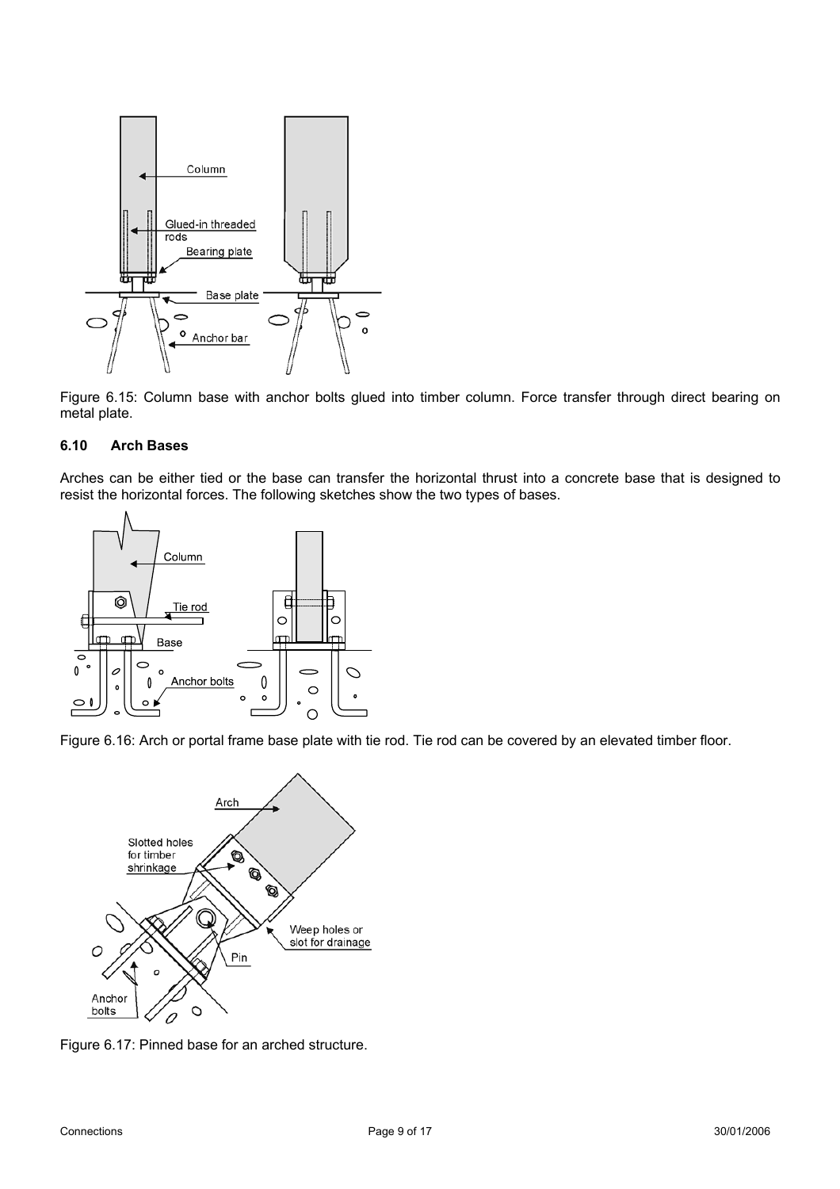Figure 6.15: Column base with anchor bolts glued into timber column. Force transfer through direct bearing on metal plate.

### 6.10 Arch Bases

Arches can be either tied or the base can transfer the horizontal thrust into a concrete base that is designed to resist the horizontal forces. The following sketches show the two types of bases.

Figure 6.16: Arch or portal frame base plate with tie rod. Tie rod can be covered by an elevated timber floor.

Figure 6.17: Pinned base for an arched structure.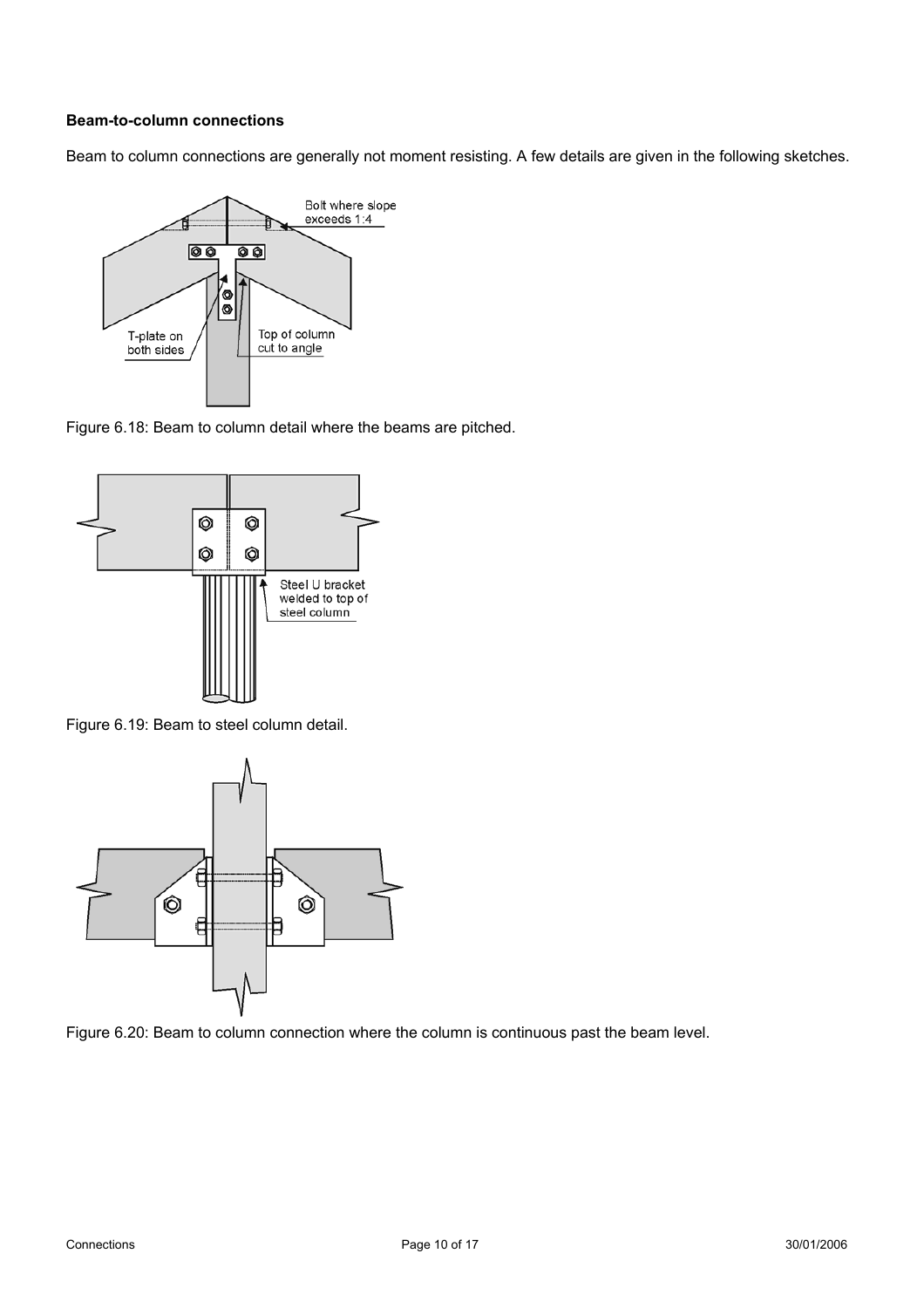**Beam-to-column connections**

Beam to column connections are generally not moment resisting. A few details are given in the following sketches.

Figure 6.18: Beam to column detail where the beams are pitched.

Figure 6.19: Beam to steel column detail.

Figure 6.20: Beam to column connection where the column is continuous past the beam level.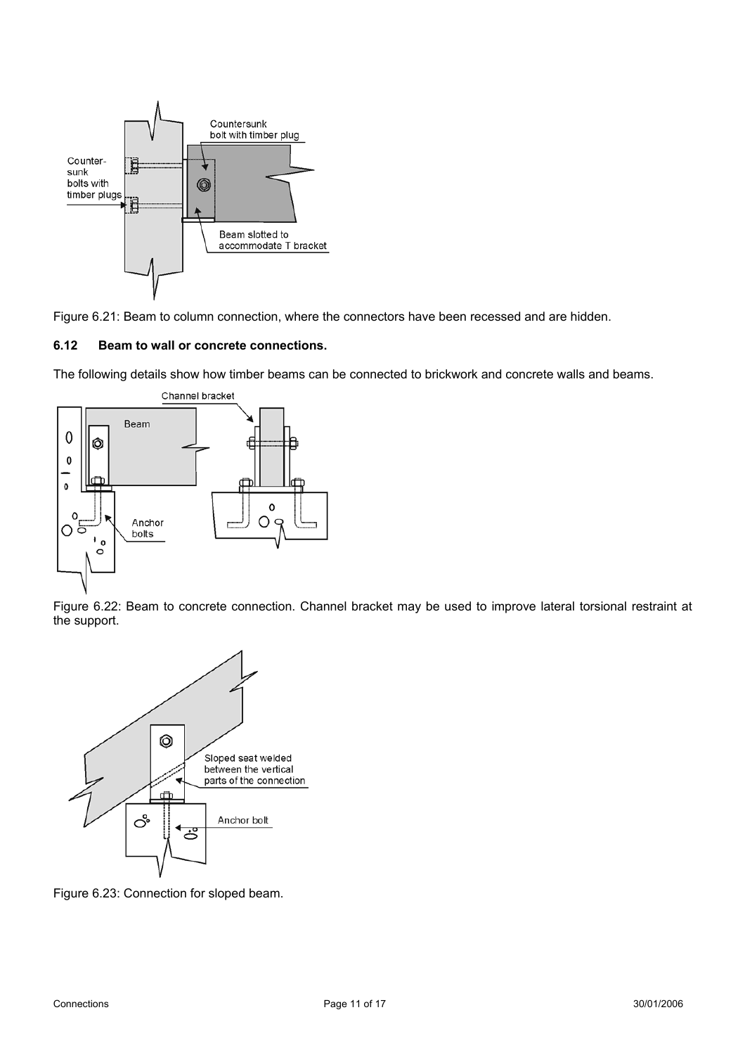Figure 6.21: Beam to column connection, where the connectors have been recessed and are hidden.

### 6.12 Beam to wall or concrete connections.

The following details show how timber beams can be connected to brickwork and concrete walls and beams.

Figure 6.22: Beam to concrete connection. Channel bracket may be used to improve lateral torsional restraint at the support.

Figure 6.23: Connection for sloped beam.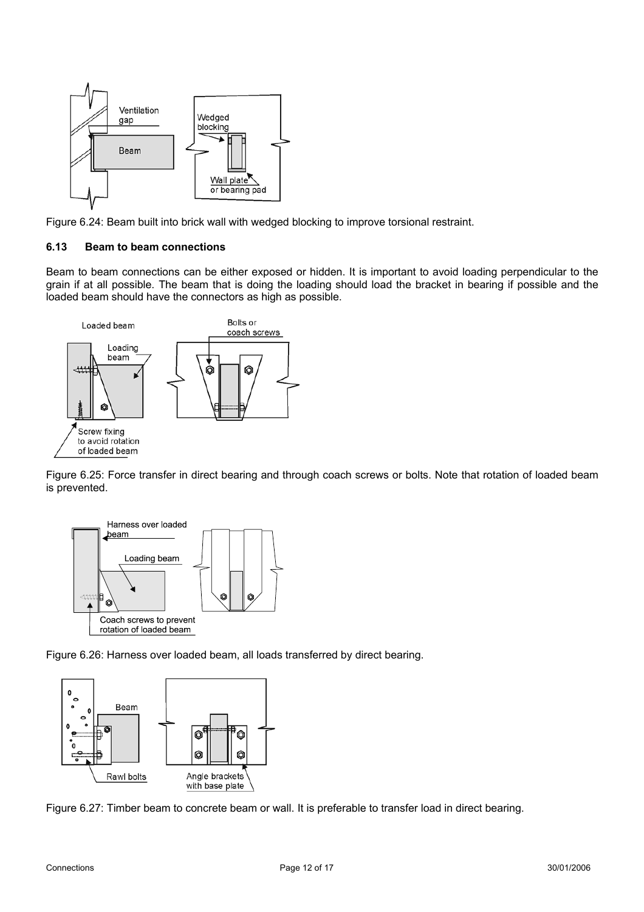Figure 6.24: Beam built into brick wall with wedged blocking to improve torsional restraint.

### 6.13 Beam to beam connections

Beam to beam connections can be either exposed or hidden. It is important to avoid loading perpendicular to the grain if at all possible. The beam that is doing the loading should load the bracket in bearing if possible and the loaded beam should have the connectors as high as possible.

Figure 6.25: Force transfer in direct bearing and through coach screws or bolts. Note that rotation of loaded beam is prevented.

Figure 6.26: Harness over loaded beam, all loads transferred by direct bearing.

Figure 6.27: Timber beam to concrete beam or wall. It is preferable to transfer load in direct bearing.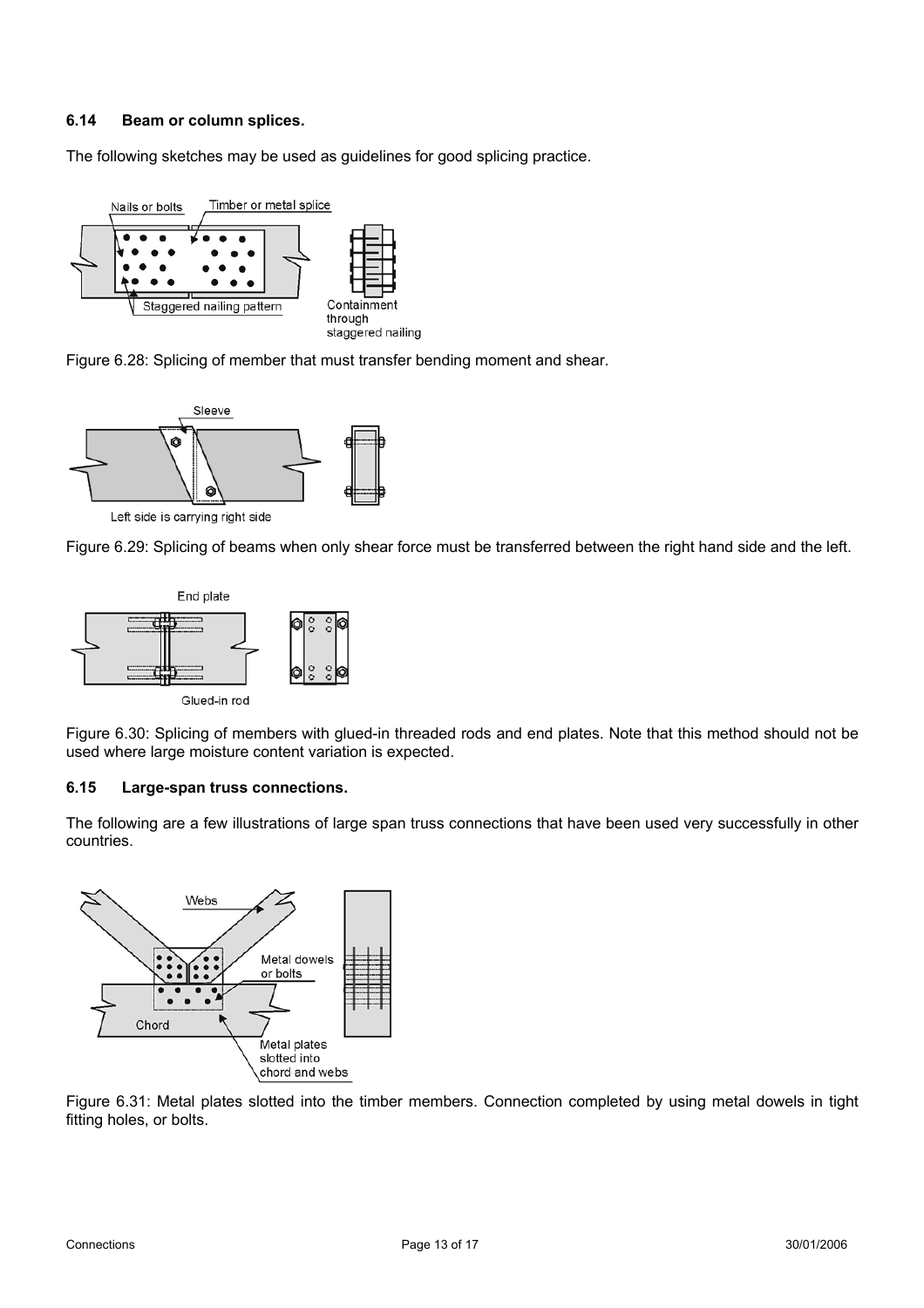### 6.14 Beam or column splices.

The following sketches may be used as guidelines for good splicing practice.

Figure 6.28: Splicing of member that must transfer bending moment and shear.

Figure 6.29: Splicing of beams when only shear force must be transferred between the right hand side and the left.

Figure 6.30: Splicing of members with glued-in threaded rods and end plates. Note that this method should not be used where large moisture content variation is expected.

### 6.15 Large-span truss connections.

The following are a few illustrations of large span truss connections that have been used very successfully in other countries.

Figure 6.31: Metal plates slotted into the timber members. Connection completed by using metal dowels in tight fitting holes, or bolts.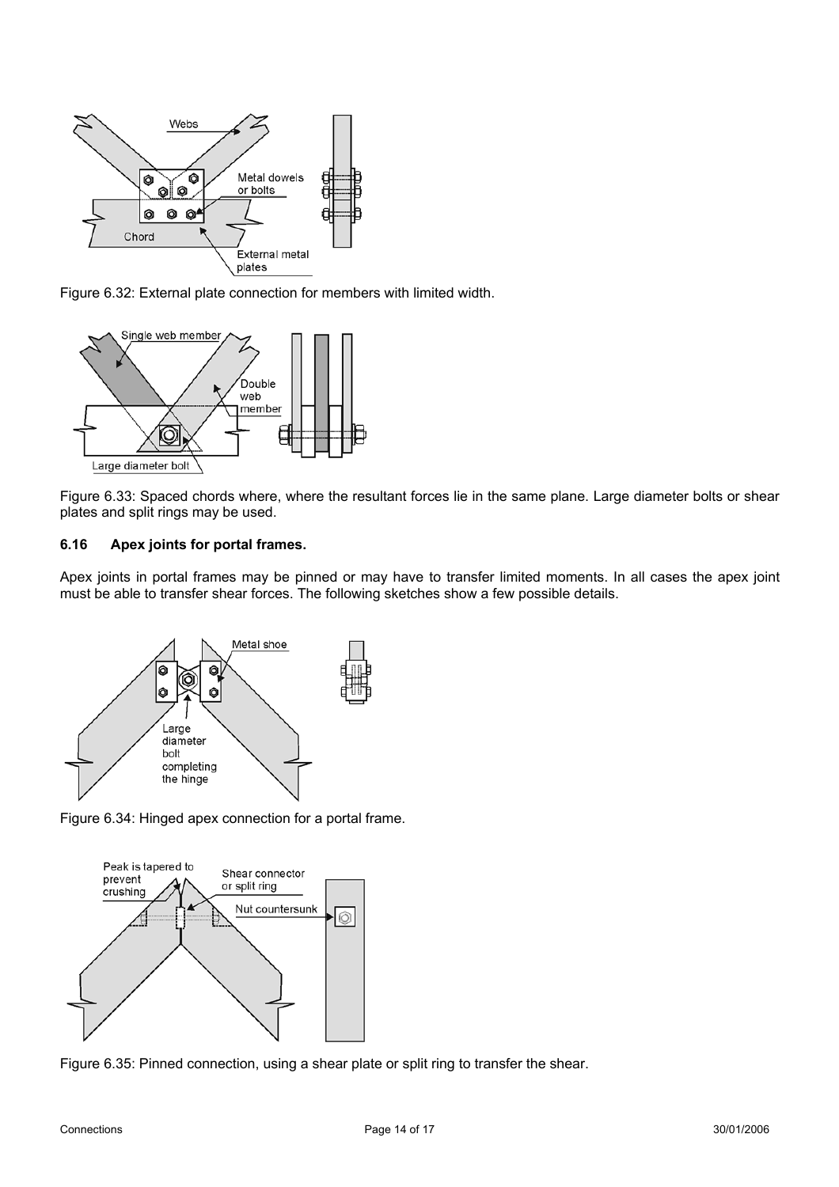Figure 6.32: External plate connection for members with limited width.

Figure 6.33: Spaced chords where, where the resultant forces lie in the same plane. Large diameter bolts or shear plates and split rings may be used.

### 6.16 Apex joints for portal frames.

Apex joints in portal frames may be pinned or may have to transfer limited moments. In all cases the apex joint must be able to transfer shear forces. The following sketches show a few possible details.

Figure 6.34: Hinged apex connection for a portal frame.

Figure 6.35: Pinned connection, using a shear plate or split ring to transfer the shear.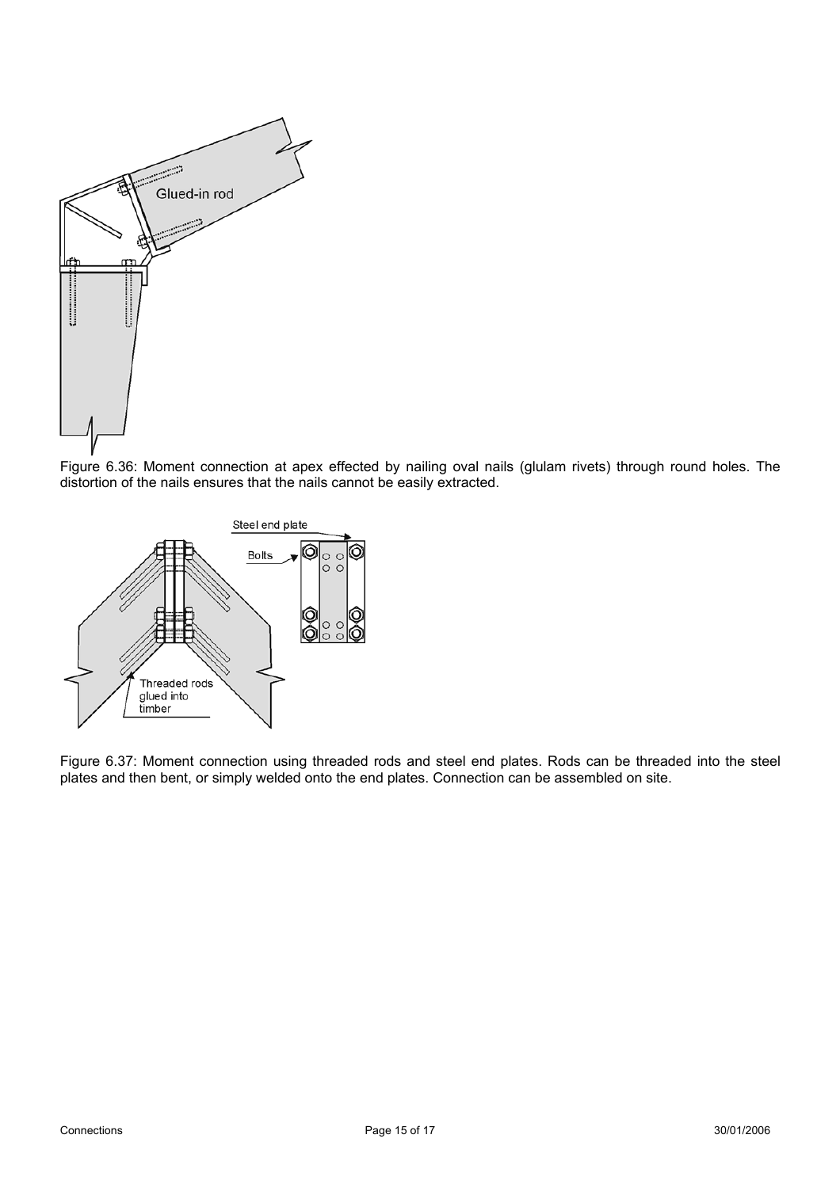Figure 6.36: Moment connection at apex effected by nailing oval nails (glulam rivets) through round holes. The distortion of the nails ensures that the nails cannot be easily extracted.

Figure 6.37: Moment connection using threaded rods and steel end plates. Rods can be threaded into the steel plates and then bent, or simply welded onto the end plates. Connection can be assembled on site.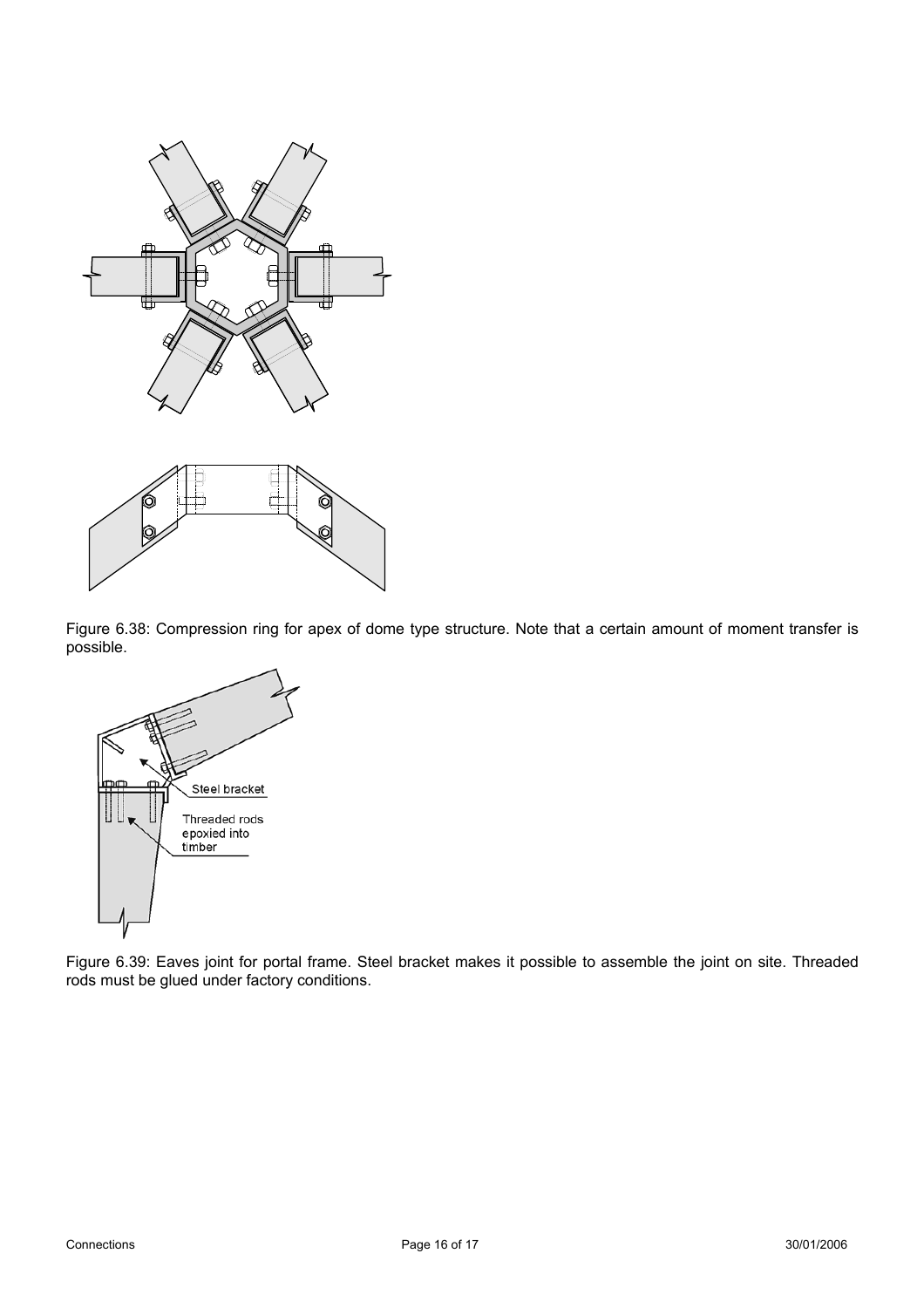Figure 6.38: Compression ring for apex of dome type structure. Note that a certain amount of moment transfer is possible.

Figure 6.39: Eaves joint for portal frame. Steel bracket makes it possible to assemble the joint on site. Threaded rods must be glued under factory conditions.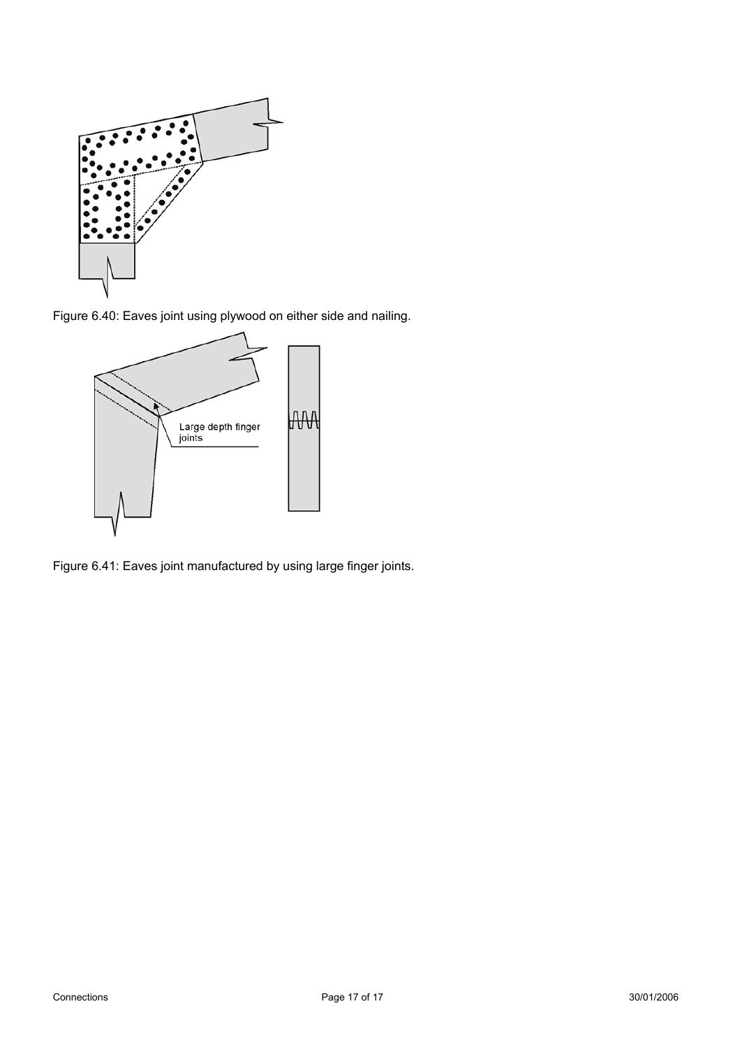Figure 6.40: Eaves joint using plywood on either side and nailing.

Large depth finger joints

Figure 6.41: Eaves joint manufactured by using large finger joints.